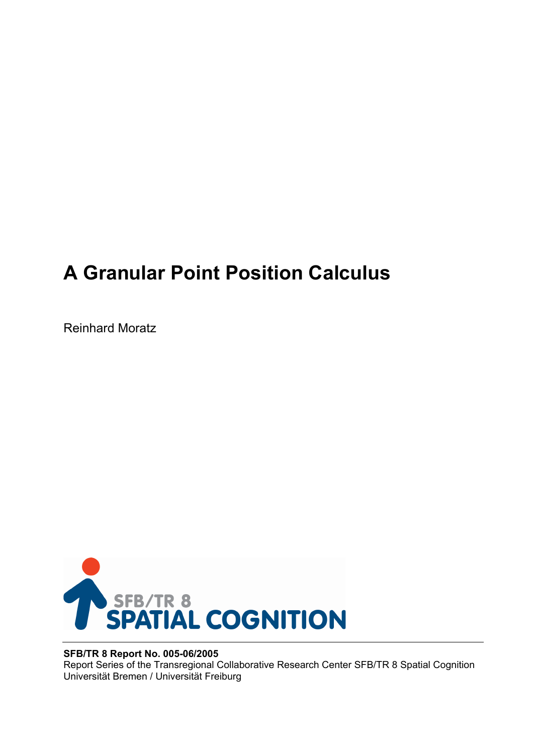# A Granular Point Position Calculus

Reinhard Moratz

SFB/TR 8 SPATIAL COGNITION

**SFB/TR 8 Report No. 005-06/2005**
Report Series of the Transregional Collaborative Research Center SFB/TR 8 Spatial Cognition
Universität Bremen / Universität Freiburg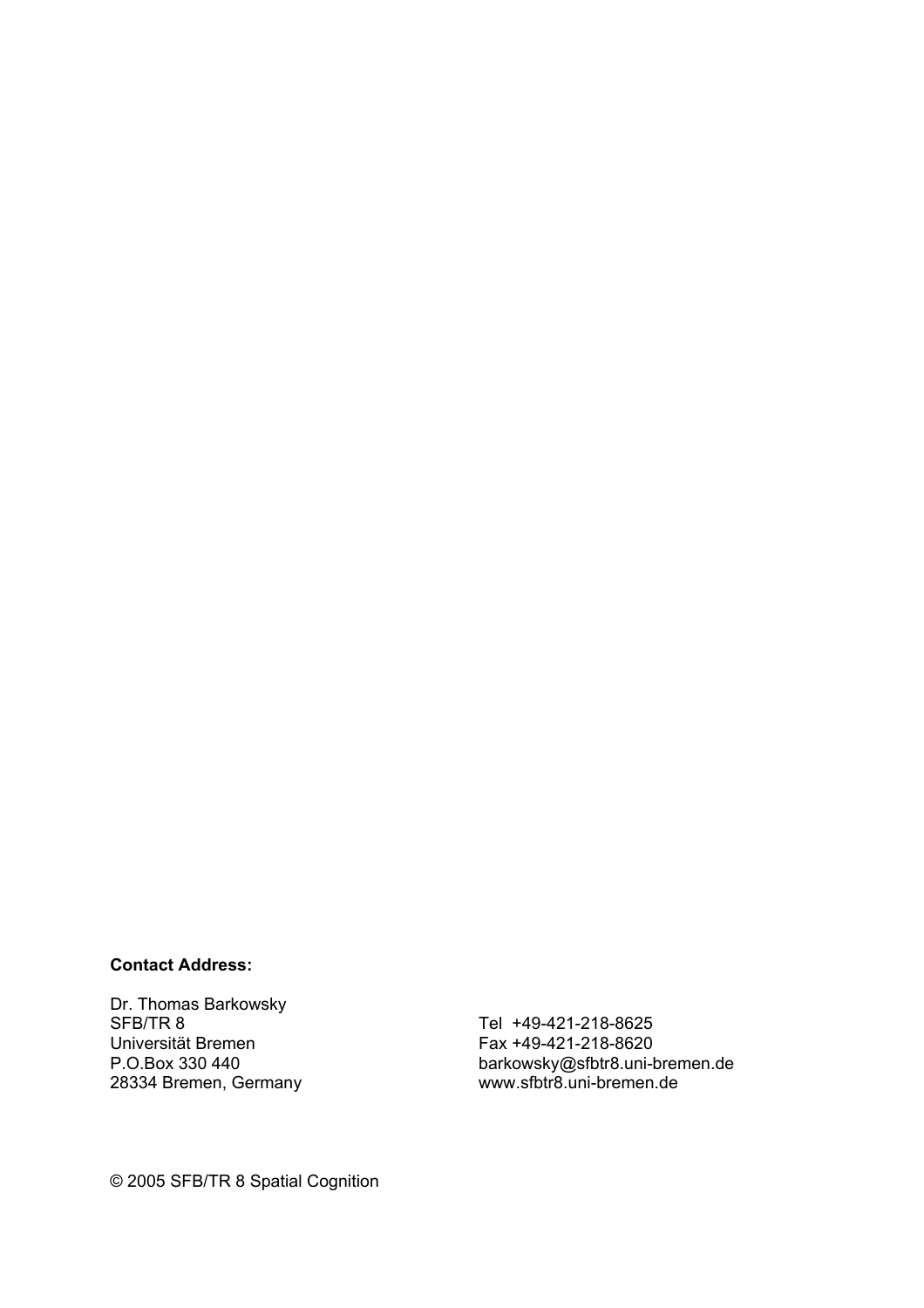**Contact Address:**

Dr. Thomas Barkowsky
SFB/TR 8
Universität Bremen
P.O.Box 330 440
28334 Bremen, Germany

Tel +49-421-218-8625
Fax +49-421-218-8620
barkowsky@sfbtr8.uni-bremen.de
www.sfbtr8.uni-bremen.de

© 2005 SFB/TR 8 Spatial Cognition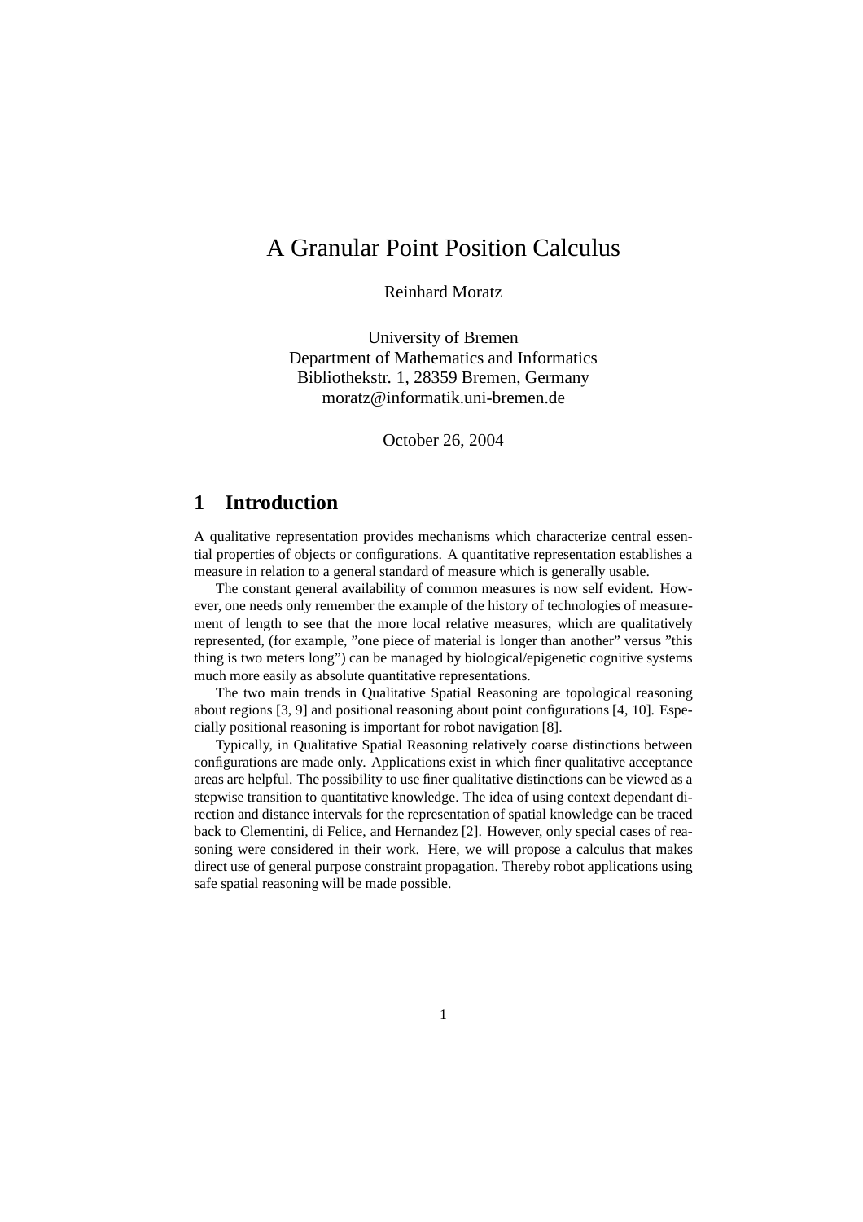# A Granular Point Position Calculus

Reinhard Moratz

University of Bremen
Department of Mathematics and Informatics
Bibliothekstr. 1, 28359 Bremen, Germany
moratz@informatik.uni-bremen.de

October 26, 2004

## 1 Introduction

A qualitative representation provides mechanisms which characterize central essential properties of objects or configurations. A quantitative representation establishes a measure in relation to a general standard of measure which is generally usable.

The constant general availability of common measures is now self evident. However, one needs only remember the example of the history of technologies of measurement of length to see that the more local relative measures, which are qualitatively represented, (for example, "one piece of material is longer than another" versus "this thing is two meters long") can be managed by biological/epigenetic cognitive systems much more easily as absolute quantitative representations.

The two main trends in Qualitative Spatial Reasoning are topological reasoning about regions [3, 9] and positional reasoning about point configurations [4, 10]. Especially positional reasoning is important for robot navigation [8].

Typically, in Qualitative Spatial Reasoning relatively coarse distinctions between configurations are made only. Applications exist in which finer qualitative acceptance areas are helpful. The possibility to use finer qualitative distinctions can be viewed as a stepwise transition to quantitative knowledge. The idea of using context dependant direction and distance intervals for the representation of spatial knowledge can be traced back to Clementini, di Felice, and Hernandez [2]. However, only special cases of reasoning were considered in their work. Here, we will propose a calculus that makes direct use of general purpose constraint propagation. Thereby robot applications using safe spatial reasoning will be made possible.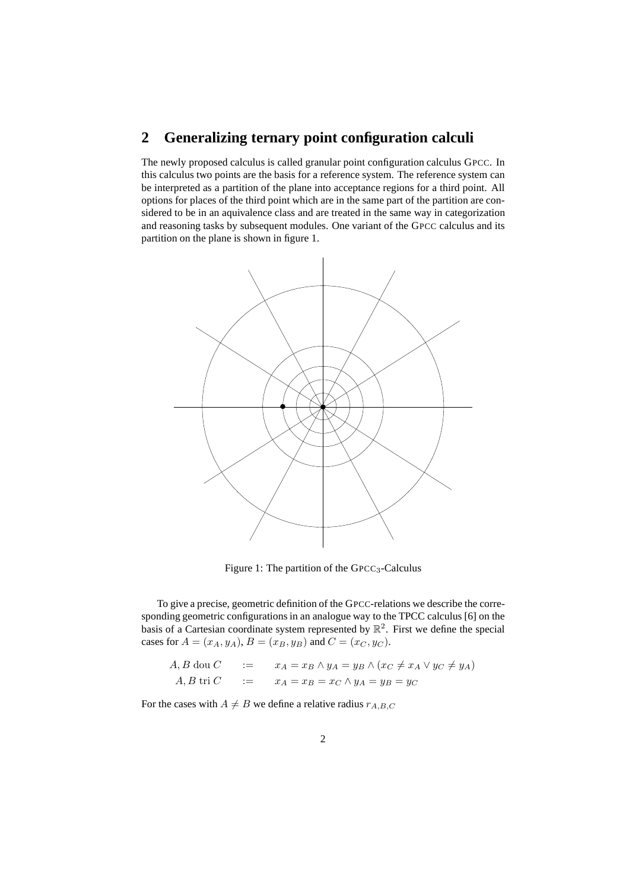## 2 Generalizing ternary point configuration calculi

The newly proposed calculus is called granular point configuration calculus GPCC. In this calculus two points are the basis for a reference system. The reference system can be interpreted as a partition of the plane into acceptance regions for a third point. All options for places of the third point which are in the same part of the partition are considered to be in an aquivalence class and are treated in the same way in categorization and reasoning tasks by subsequent modules. One variant of the GPCC calculus and its partition on the plane is shown in figure 1.

Figure 1: The partition of the GPCC$_3$-Calculus

To give a precise, geometric definition of the GPCC-relations we describe the corresponding geometric configurations in an analogue way to the TPCC calculus [6] on the basis of a Cartesian coordinate system represented by $\mathbb{R}^2$. First we define the special cases for $A = (x_A, y_A)$, $B = (x_B, y_B)$ and $C = (x_C, y_C)$.

$$A, B \text{ dou } C \quad := \quad x_A = x_B \wedge y_A = y_B \wedge (x_C \neq x_A \vee y_C \neq y_A)$$

$$A, B \text{ tri } C \quad := \quad x_A = x_B = x_C \wedge y_A = y_B = y_C$$

For the cases with $A \neq B$ we define a relative radius $r_{A,B,C}$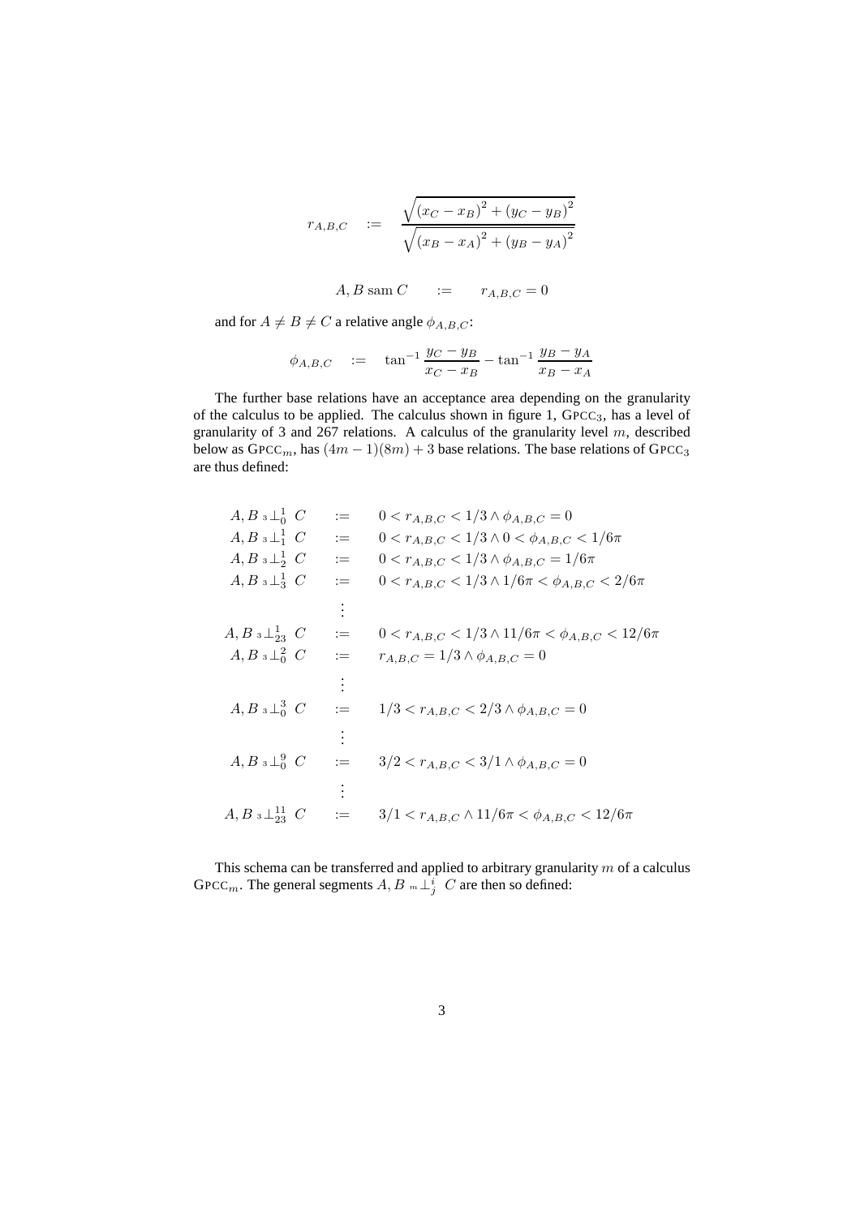$$r_{A,B,C} \quad := \quad \frac{\sqrt{(x_C - x_B)^2 + (y_C - y_B)^2}}{\sqrt{(x_B - x_A)^2 + (y_B - y_A)^2}}$$

$$A, B \text{ sam } C \quad := \quad r_{A,B,C} = 0$$

and for $A \neq B \neq C$ a relative angle $\phi_{A,B,C}$:

$$\phi_{A,B,C} \quad := \quad \tan^{-1} \frac{y_C - y_B}{x_C - x_B} - \tan^{-1} \frac{y_B - y_A}{x_B - x_A}$$

The further base relations have an acceptance area depending on the granularity of the calculus to be applied. The calculus shown in figure 1, $\text{GPCC}_3$, has a level of granularity of 3 and 267 relations. A calculus of the granularity level $m$, described below as $\text{GPCC}_m$, has $(4m - 1)(8m) + 3$ base relations. The base relations of $\text{GPCC}_3$ are thus defined:

$$\begin{array}{rcl}
A, B \ {}_3\!\perp^1_0 \ C & := & 0 < r_{A,B,C} < 1/3 \wedge \phi_{A,B,C} = 0 \\
A, B \ {}_3\!\perp^1_1 \ C & := & 0 < r_{A,B,C} < 1/3 \wedge 0 < \phi_{A,B,C} < 1/6\pi \\
A, B \ {}_3\!\perp^1_2 \ C & := & 0 < r_{A,B,C} < 1/3 \wedge \phi_{A,B,C} = 1/6\pi \\
A, B \ {}_3\!\perp^1_3 \ C & := & 0 < r_{A,B,C} < 1/3 \wedge 1/6\pi < \phi_{A,B,C} < 2/6\pi \\
 & \vdots & \\
A, B \ {}_3\!\perp^1_{23} \ C & := & 0 < r_{A,B,C} < 1/3 \wedge 11/6\pi < \phi_{A,B,C} < 12/6\pi \\
A, B \ {}_3\!\perp^2_0 \ C & := & r_{A,B,C} = 1/3 \wedge \phi_{A,B,C} = 0 \\
 & \vdots & \\
A, B \ {}_3\!\perp^3_0 \ C & := & 1/3 < r_{A,B,C} < 2/3 \wedge \phi_{A,B,C} = 0 \\
 & \vdots & \\
A, B \ {}_3\!\perp^9_0 \ C & := & 3/2 < r_{A,B,C} < 3/1 \wedge \phi_{A,B,C} = 0 \\
 & \vdots & \\
A, B \ {}_3\!\perp^{11}_{23} \ C & := & 3/1 < r_{A,B,C} \wedge 11/6\pi < \phi_{A,B,C} < 12/6\pi
\end{array}$$

This schema can be transferred and applied to arbitrary granularity $m$ of a calculus $\text{GPCC}_m$. The general segments $A, B \ {}_m\!\perp^i_j \ C$ are then so defined: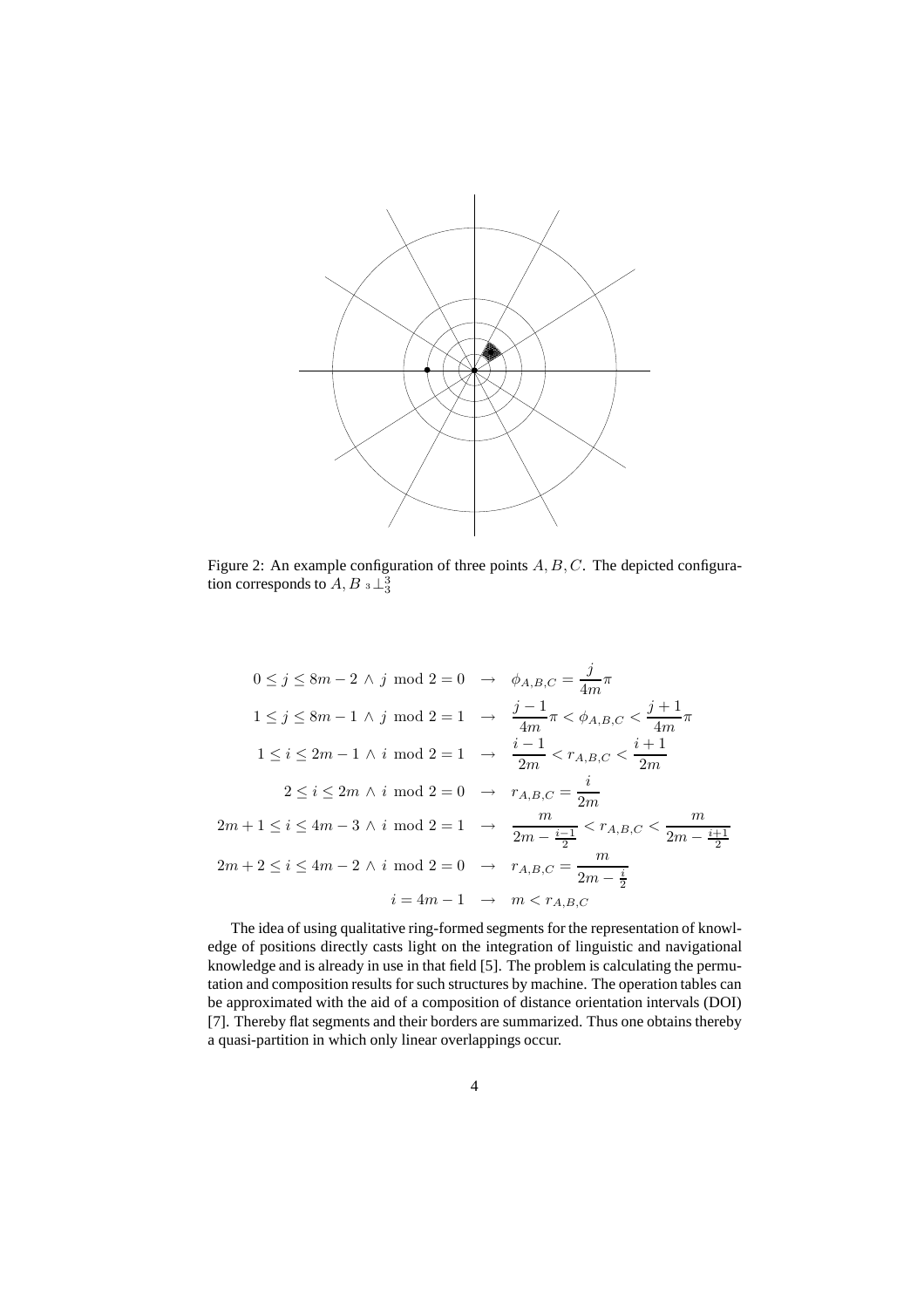Figure 2: An example configuration of three points $A, B, C$. The depicted configuration corresponds to $A, B\ {}_3\bot_3^3$

$$
\begin{array}{rcl}
0 \leq j \leq 8m-2 \wedge j \bmod 2 = 0 & \rightarrow & \phi_{A,B,C} = \frac{j}{4m}\pi \\
1 \leq j \leq 8m-1 \wedge j \bmod 2 = 1 & \rightarrow & \frac{j-1}{4m}\pi < \phi_{A,B,C} < \frac{j+1}{4m}\pi \\
1 \leq i \leq 2m-1 \wedge i \bmod 2 = 1 & \rightarrow & \frac{i-1}{2m} < r_{A,B,C} < \frac{i+1}{2m} \\
2 \leq i \leq 2m \wedge i \bmod 2 = 0 & \rightarrow & r_{A,B,C} = \frac{i}{2m} \\
2m+1 \leq i \leq 4m-3 \wedge i \bmod 2 = 1 & \rightarrow & \frac{m}{2m-\frac{i-1}{2}} < r_{A,B,C} < \frac{m}{2m-\frac{i+1}{2}} \\
2m+2 \leq i \leq 4m-2 \wedge i \bmod 2 = 0 & \rightarrow & r_{A,B,C} = \frac{m}{2m-\frac{i}{2}} \\
i = 4m-1 & \rightarrow & m < r_{A,B,C}
\end{array}
$$

The idea of using qualitative ring-formed segments for the representation of knowledge of positions directly casts light on the integration of linguistic and navigational knowledge and is already in use in that field [5]. The problem is calculating the permutation and composition results for such structures by machine. The operation tables can be approximated with the aid of a composition of distance orientation intervals (DOI) [7]. Thereby flat segments and their borders are summarized. Thus one obtains thereby a quasi-partition in which only linear overlappings occur.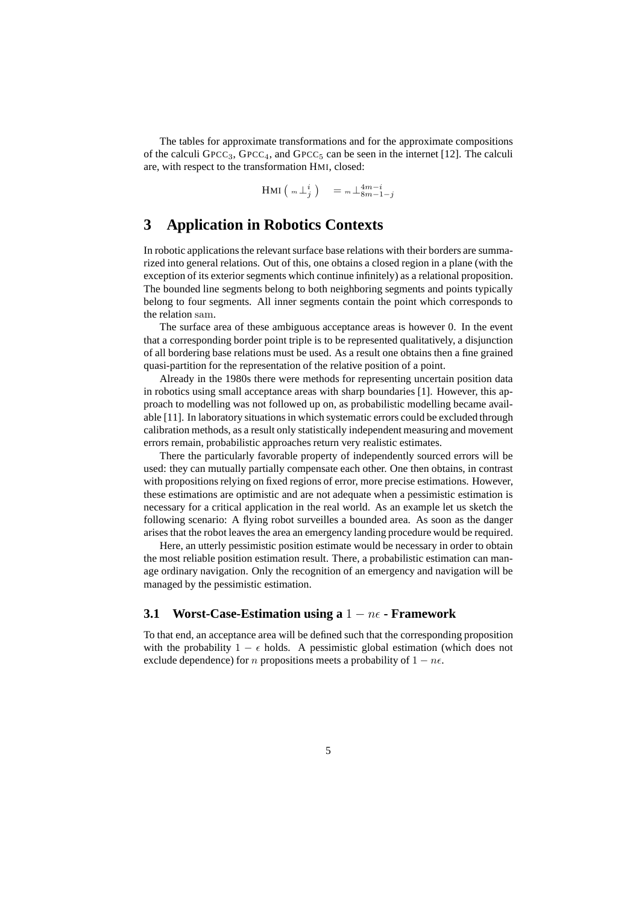The tables for approximate transformations and for the approximate compositions of the calculi $\text{GPCC}_3$, $\text{GPCC}_4$, and $\text{GPCC}_5$ can be seen in the internet [12]. The calculi are, with respect to the transformation HMI, closed:

$$\text{HMI}\left( {}_m\bot_j^i \right) \quad = {}_m\bot_{8m-1-j}^{4m-i}$$

# 3 Application in Robotics Contexts

In robotic applications the relevant surface base relations with their borders are summarized into general relations. Out of this, one obtains a closed region in a plane (with the exception of its exterior segments which continue infinitely) as a relational proposition. The bounded line segments belong to both neighboring segments and points typically belong to four segments. All inner segments contain the point which corresponds to the relation sam.

The surface area of these ambiguous acceptance areas is however 0. In the event that a corresponding border point triple is to be represented qualitatively, a disjunction of all bordering base relations must be used. As a result one obtains then a fine grained quasi-partition for the representation of the relative position of a point.

Already in the 1980s there were methods for representing uncertain position data in robotics using small acceptance areas with sharp boundaries [1]. However, this approach to modelling was not followed up on, as probabilistic modelling became available [11]. In laboratory situations in which systematic errors could be excluded through calibration methods, as a result only statistically independent measuring and movement errors remain, probabilistic approaches return very realistic estimates.

There the particularly favorable property of independently sourced errors will be used: they can mutually partially compensate each other. One then obtains, in contrast with propositions relying on fixed regions of error, more precise estimations. However, these estimations are optimistic and are not adequate when a pessimistic estimation is necessary for a critical application in the real world. As an example let us sketch the following scenario: A flying robot surveilles a bounded area. As soon as the danger arises that the robot leaves the area an emergency landing procedure would be required.

Here, an utterly pessimistic position estimate would be necessary in order to obtain the most reliable position estimation result. There, a probabilistic estimation can manage ordinary navigation. Only the recognition of an emergency and navigation will be managed by the pessimistic estimation.

## 3.1 Worst-Case-Estimation using a $1 - n\epsilon$ - Framework

To that end, an acceptance area will be defined such that the corresponding proposition with the probability $1 - \epsilon$ holds. A pessimistic global estimation (which does not exclude dependence) for $n$ propositions meets a probability of $1 - n\epsilon$.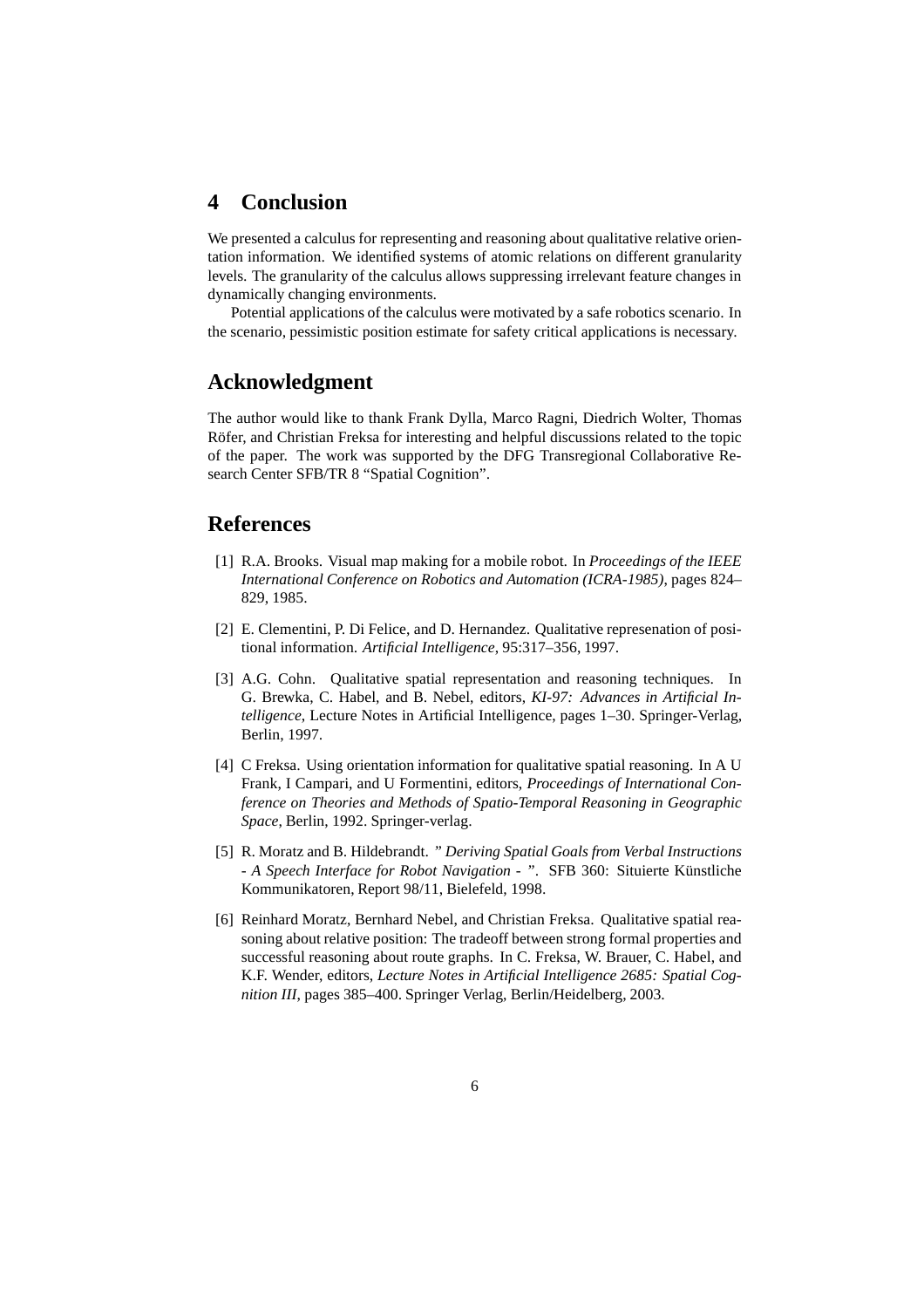## 4 Conclusion

We presented a calculus for representing and reasoning about qualitative relative orientation information. We identified systems of atomic relations on different granularity levels. The granularity of the calculus allows suppressing irrelevant feature changes in dynamically changing environments.

Potential applications of the calculus were motivated by a safe robotics scenario. In the scenario, pessimistic position estimate for safety critical applications is necessary.

## Acknowledgment

The author would like to thank Frank Dylla, Marco Ragni, Diedrich Wolter, Thomas Röfer, and Christian Freksa for interesting and helpful discussions related to the topic of the paper. The work was supported by the DFG Transregional Collaborative Research Center SFB/TR 8 "Spatial Cognition".

## References

[1] R.A. Brooks. Visual map making for a mobile robot. In *Proceedings of the IEEE International Conference on Robotics and Automation (ICRA-1985)*, pages 824–829, 1985.

[2] E. Clementini, P. Di Felice, and D. Hernandez. Qualitative represenation of positional information. *Artificial Intelligence*, 95:317–356, 1997.

[3] A.G. Cohn. Qualitative spatial representation and reasoning techniques. In G. Brewka, C. Habel, and B. Nebel, editors, *KI-97: Advances in Artificial Intelligence*, Lecture Notes in Artificial Intelligence, pages 1–30. Springer-Verlag, Berlin, 1997.

[4] C Freksa. Using orientation information for qualitative spatial reasoning. In A U Frank, I Campari, and U Formentini, editors, *Proceedings of International Conference on Theories and Methods of Spatio-Temporal Reasoning in Geographic Space*, Berlin, 1992. Springer-verlag.

[5] R. Moratz and B. Hildebrandt. *" Deriving Spatial Goals from Verbal Instructions - A Speech Interface for Robot Navigation - "*. SFB 360: Situierte Künstliche Kommunikatoren, Report 98/11, Bielefeld, 1998.

[6] Reinhard Moratz, Bernhard Nebel, and Christian Freksa. Qualitative spatial reasoning about relative position: The tradeoff between strong formal properties and successful reasoning about route graphs. In C. Freksa, W. Brauer, C. Habel, and K.F. Wender, editors, *Lecture Notes in Artificial Intelligence 2685: Spatial Cognition III*, pages 385–400. Springer Verlag, Berlin/Heidelberg, 2003.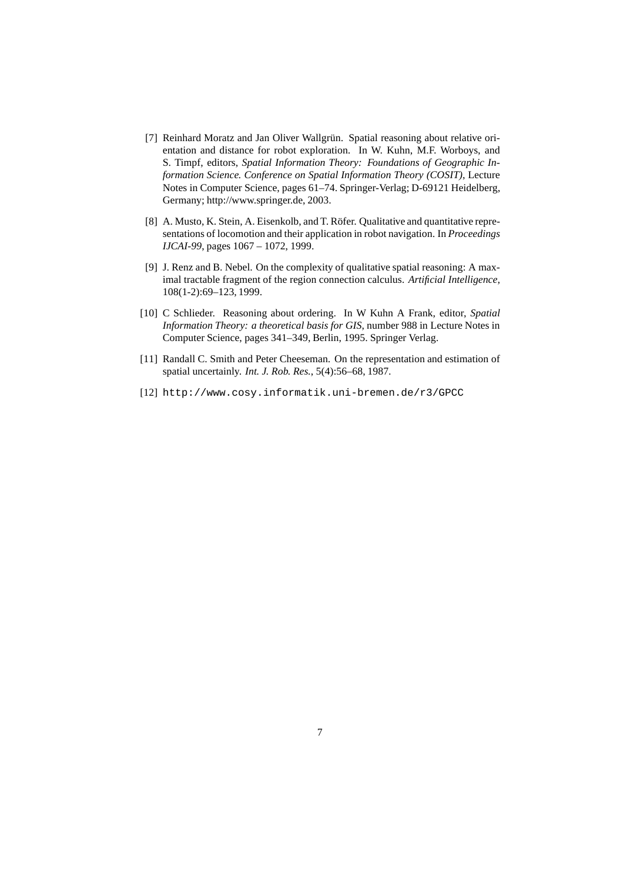[7] Reinhard Moratz and Jan Oliver Wallgrün. Spatial reasoning about relative orientation and distance for robot exploration. In W. Kuhn, M.F. Worboys, and S. Timpf, editors, *Spatial Information Theory: Foundations of Geographic Information Science. Conference on Spatial Information Theory (COSIT)*, Lecture Notes in Computer Science, pages 61–74. Springer-Verlag; D-69121 Heidelberg, Germany; http://www.springer.de, 2003.

[8] A. Musto, K. Stein, A. Eisenkolb, and T. Röfer. Qualitative and quantitative representations of locomotion and their application in robot navigation. In *Proceedings IJCAI-99*, pages 1067 – 1072, 1999.

[9] J. Renz and B. Nebel. On the complexity of qualitative spatial reasoning: A maximal tractable fragment of the region connection calculus. *Artificial Intelligence*, 108(1-2):69–123, 1999.

[10] C Schlieder. Reasoning about ordering. In W Kuhn A Frank, editor, *Spatial Information Theory: a theoretical basis for GIS*, number 988 in Lecture Notes in Computer Science, pages 341–349, Berlin, 1995. Springer Verlag.

[11] Randall C. Smith and Peter Cheeseman. On the representation and estimation of spatial uncertainly. *Int. J. Rob. Res.*, 5(4):56–68, 1987.

[12] `http://www.cosy.informatik.uni-bremen.de/r3/GPCC`